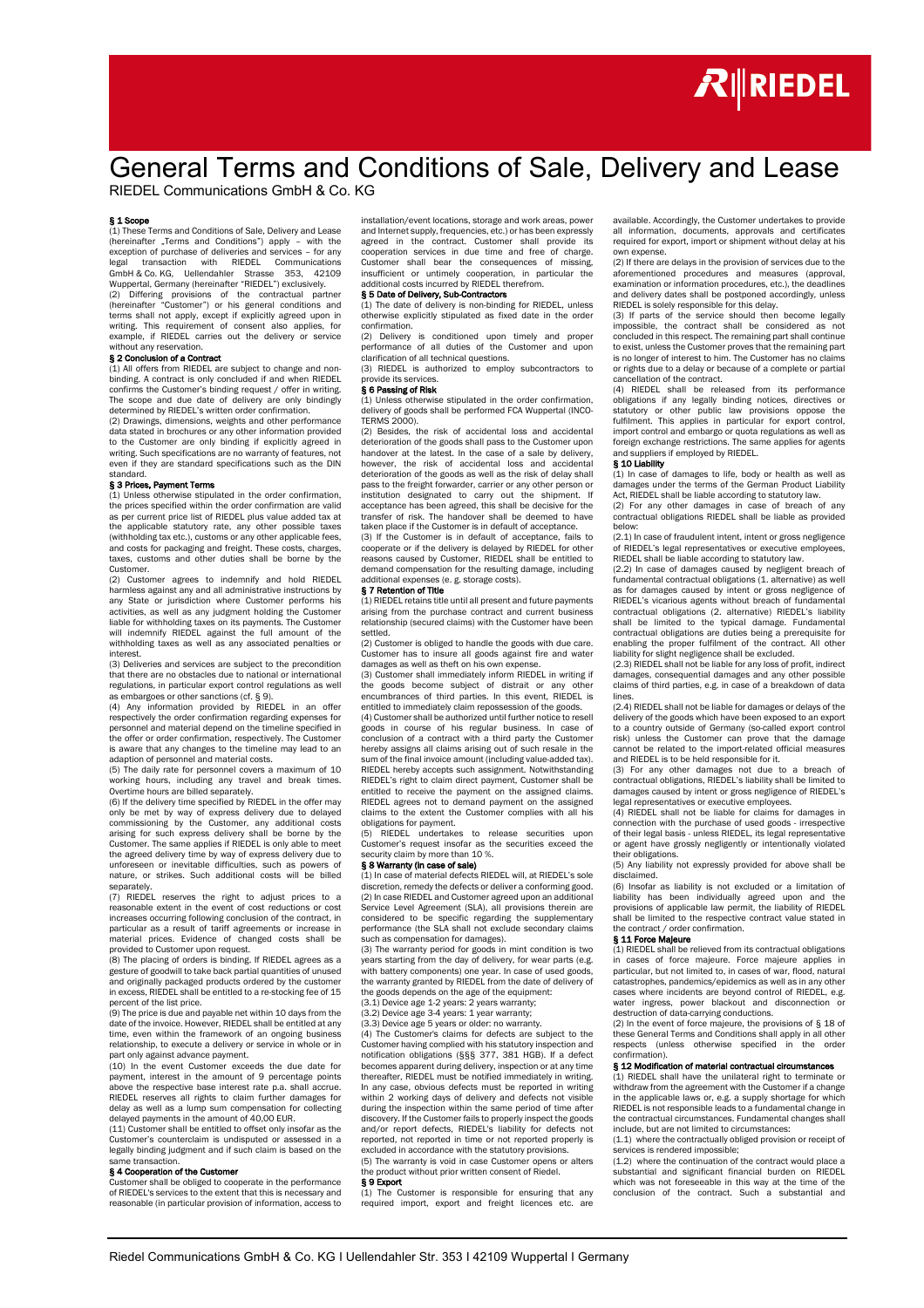# General Terms and Conditions of Sale, Delivery and Lease

RIEDEL Communications GmbH & Co. KG

### § 1 Scope

(1) These Terms and Conditions of Sale, Delivery and Lease (hereinafter „Terms and Conditions") apply – with the exception of purchase of deliveries and services – for any legal transaction with RIEDEL Communications GmbH & Co. KG, Uellendahler Strasse 353, 42109 Wuppertal, Germany (hereinafter "RIEDEL") exclusively.

(2) Differing provisions of the contractual partner (hereinafter "Customer") or his general conditions and terms shall not apply, except if explicitly agreed upon in writing. This requirement of consent also applies, for example, if RIEDEL carries out the delivery or service without any reservation.

### § 2 Conclusion of a Contract

(1) All offers from RIEDEL are subject to change and non-binding. A contract is only concluded if and when RIEDEL confirms the Customer's binding request / offer in writing. The scope and due date of delivery are only bindingly determined by RIEDEL's written order confirmation.

(2) Drawings, dimensions, weights and other performance data stated in brochures or any other information provided to the Customer are only binding if explicitly agreed in writing. Such specifications are no warranty of features, not even if they are standard specifications such as the DIN standard.

### § 3 Prices, Payment Terms

(1) Unless otherwise stipulated in the order confirmation, the prices specified within the order confirmation are valid as per current price list of RIEDEL plus value added tax at the applicable statutory rate, any other possible taxes (withholding tax etc.), customs or any other applicable fees, and costs for packaging and freight. These costs, charges, taxes, customs and other duties shall be borne by the Customer.

(2) Customer agrees to indemnify and hold RIEDEL harmless against any and all administrative instructions by any State or jurisdiction where Customer performs his activities, as well as any judgment holding the Customer liable for withholding taxes on its payments. The Customer will indemnify RIEDEL against the full amount of the withholding taxes as well as any associated penalties or interest.

(3) Deliveries and services are subject to the precondition that there are no obstacles due to national or international regulations, in particular export control regulations as well as embargoes or other sanctions (cf. § 9).

(4) Any information provided by RIEDEL in an offer respectively the order confirmation regarding expenses for personnel and material depend on the timeline specified in the offer or order confirmation, respectively. The Customer is aware that any changes to the timeline may lead to an adaption of personnel and material costs.

(5) The daily rate for personnel covers a maximum of 10 working hours, including any travel and break times. Overtime hours are billed separately.

(6) If the delivery time specified by RIEDEL in the offer may only be met by way of express delivery due to delayed commissioning by the Customer, any additional costs arising for such express delivery shall be borne by the Customer. The same applies if RIEDEL is only able to meet the agreed delivery time by way of express delivery due to unforeseen or inevitable difficulties, such as powers of nature, or strikes. Such additional costs will be billed separately.

(7) RIEDEL reserves the right to adjust prices to a reasonable extent in the event of cost reductions or cost increases occurring following conclusion of the contract, in particular as a result of tariff agreements or increase in material prices. Evidence of changed costs shall be provided to Customer upon request.

(8) The placing of orders is binding. If RIEDEL agrees as a gesture of goodwill to take back partial quantities of unused and originally packaged products ordered by the customer in excess, RIEDEL shall be entitled to a re-stocking fee of 15 percent of the list price.

(9) The price is due and payable net within 10 days from the date of the invoice. However, RIEDEL shall be entitled at any time, even within the framework of an ongoing business relationship, to execute a delivery or service in whole or in part only against advance payment.

(10) In the event Customer exceeds the due date for payment, interest in the amount of 9 percentage points above the respective base interest rate p.a. shall accrue. RIEDEL reserves all rights to claim further damages for delay as well as a lump sum compensation for collecting delayed payments in the amount of 40,00 EUR.

(11) Customer shall be entitled to offset only insofar as the Customer's counterclaim is undisputed or assessed in a legally binding judgment and if such claim is based on the same transaction.

### § 4 Cooperation of the Customer

Customer shall be obliged to cooperate in the performance of RIEDEL's services to the extent that this is necessary and reasonable (in particular provision of information, access to installation/event locations, storage and work areas, power and Internet supply, frequencies, etc.) or has been expressly agreed in the contract. Customer shall provide its cooperation services in due time and free of charge. Customer shall bear the consequences of missing, insufficient or untimely cooperation, in particular the additional costs incurred by RIEDEL therefrom.

### § 5 Date of Delivery, Sub-Contractors

(1) The date of delivery is non-binding for RIEDEL, unless otherwise explicitly stipulated as fixed date in the order confirmation.

(2) Delivery is conditioned upon timely and proper performance of all duties of the Customer and upon clarification of all technical questions.

(3) RIEDEL is authorized to employ subcontractors to provide its services.

### § 6 Passing of Risk

(1) Unless otherwise stipulated in the order confirmation, delivery of goods shall be performed FCA Wuppertal (INCO-TERMS 2000).

(2) Besides, the risk of accidental loss and accidental deterioration of the goods shall pass to the Customer upon handover at the latest. In the case of a sale by delivery, however, the risk of accidental loss and accidental deterioration of the goods as well as the risk of delay shall pass to the freight forwarder, carrier or any other person or institution designated to carry out the shipment. If acceptance has been agreed, this shall be decisive for the transfer of risk. The handover shall be deemed to have taken place if the Customer is in default of acceptance.

(3) If the Customer is in default of acceptance, fails to cooperate or if the delivery is delayed by RIEDEL for other reasons caused by Customer, RIEDEL shall be entitled to demand compensation for the resulting damage, including additional expenses (e. g. storage costs).

### § 7 Retention of Title

(1) RIEDEL retains title until all present and future payments arising from the purchase contract and current business relationship (secured claims) with the Customer have been settled.

(2) Customer is obliged to handle the goods with due care. Customer has to insure all goods against fire and water damages as well as theft on his own expense.

(3) Customer shall immediately inform RIEDEL in writing if the goods become subject of distrait or any other encumbrances of third parties. In this event, RIEDEL is entitled to immediately claim repossession of the goods.

(4) Customer shall be authorized until further notice to resell goods in course of his regular business. In case of conclusion of a contract with a third party the Customer hereby assigns all claims arising out of such resale in the sum of the final invoice amount (including value-added tax). RIEDEL hereby accepts such assignment. Notwithstanding RIEDEL's right to claim direct payment, Customer shall be entitled to receive the payment on the assigned claims. RIEDEL agrees not to demand payment on the assigned claims to the extent the Customer complies with all his obligations for payment.

(5) RIEDEL undertakes to release securities upon Customer's request insofar as the securities exceed the security claim by more than 10 %.

### § 8 Warranty (In case of sale)

(1) In case of material defects RIEDEL will, at RIEDEL's sole discretion, remedy the defects or deliver a conforming good.

(2) In case RIEDEL and Customer agreed upon an additional Service Level Agreement (SLA), all provisions therein are considered to be specific regarding the supplementary performance (the SLA shall not exclude secondary claims such as compensation for damages).

(3) The warranty period for goods in mint condition is two years starting from the day of delivery, for wear parts (e.g. with battery components) one year. In case of used goods, the warranty granted by RIEDEL from the date of delivery of the goods depends on the age of the equipment:

(3.1) Device age 1-2 years: 2 years warranty;

(3.2) Device age 3-4 years: 1 year warranty;

(3.3) Device age 5 years or older: no warranty.

(4) The Customer's claims for defects are subject to the Customer having complied with his statutory inspection and notification obligations (§§§ 377, 381 HGB). If a defect becomes apparent during delivery, inspection or at any time thereafter, RIEDEL must be notified immediately in writing. In any case, obvious defects must be reported in writing within 2 working days of delivery and defects not visible during the inspection within the same period of time after discovery. If the Customer fails to properly inspect the goods and/or report defects, RIEDEL's liability for defects not reported, not reported in time or not reported properly is excluded in accordance with the statutory provisions.

(5) The warranty is void in case Customer opens or alters the product without prior written consent of Riedel.

### § 9 Export

(1) The Customer is responsible for ensuring that any required import, export and freight licences etc. are available. Accordingly, the Customer undertakes to provide all information, documents, approvals and certificates required for export, import or shipment without delay at his own expense.

(2) If there are delays in the provision of services due to the aforementioned procedures and measures (approval, examination or information procedures, etc.), the deadlines and delivery dates shall be postponed accordingly, unless RIEDEL is solely responsible for this delay.

(3) If parts of the service should then become legally impossible, the contract shall be considered as not concluded in this respect. The remaining part shall continue to exist, unless the Customer proves that the remaining part is no longer of interest to him. The Customer has no claims or rights due to a delay or because of a complete or partial cancellation of the contract.

(4) RIEDEL shall be released from its performance obligations if any legally binding notices, directives or statutory or other public law provisions oppose the fulfilment. This applies in particular for export control, import control and embargo or quota regulations as well as foreign exchange restrictions. The same applies for agents and suppliers if employed by RIEDEL.

### § 10 Liability

(1) In case of damages to life, body or health as well as damages under the terms of the German Product Liability Act, RIEDEL shall be liable according to statutory law.

(2) For any other damages in case of breach of any contractual obligations RIEDEL shall be liable as provided below:

(2.1) In case of fraudulent intent, intent or gross negligence of RIEDEL's legal representatives or executive employees, RIEDEL shall be liable according to statutory law.

(2.2) In case of damages caused by negligent breach of fundamental contractual obligations (1. alternative) as well as for damages caused by intent or gross negligence of RIEDEL's vicarious agents without breach of fundamental contractual obligations (2. alternative) RIEDEL's liability shall be limited to the typical damage. Fundamental contractual obligations are duties being a prerequisite for enabling the proper fulfilment of the contract. All other liability for slight negligence shall be excluded.

(2.3) RIEDEL shall not be liable for any loss of profit, indirect damages, consequential damages and any other possible claims of third parties, e.g. in case of a breakdown of data lines.

(2.4) RIEDEL shall not be liable for damages or delays of the delivery of the goods which have been exposed to an export to a country outside of Germany (so-called export control risk) unless the Customer can prove that the damage cannot be related to the import-related official measures and RIEDEL is to be held responsible for it.

(3) For any other damages not due to a breach of contractual obligations, RIEDEL's liability shall be limited to damages caused by intent or gross negligence of RIEDEL's legal representatives or executive employees.

(4) RIEDEL shall not be liable for claims for damages in connection with the purchase of used goods - irrespective of their legal basis - unless RIEDEL, its legal representative or agent have grossly negligently or intentionally violated their obligations.

(5) Any liability not expressly provided for above shall be disclaimed.

(6) Insofar as liability is not excluded or a limitation of liability has been individually agreed upon and the provisions of applicable law permit, the liability of RIEDEL shall be limited to the respective contract value stated in the contract / order confirmation.

### § 11 Force Majeure

(1) RIEDEL shall be relieved from its contractual obligations in cases of force majeure. Force majeure applies in particular, but not limited to, in cases of war, flood, natural catastrophes, pandemics/epidemics as well as in any other cases where incidents are beyond control of RIEDEL, e.g. water ingress, power blackout and disconnection or destruction of data-carrying conductions.

(2) In the event of force majeure, the provisions of § 18 of these General Terms and Conditions shall apply in all other respects (unless otherwise specified in the order confirmation).

### § 12 Modification of material contractual circumstances

(1) RIEDEL shall have the unilateral right to terminate or withdraw from the agreement with the Customer if a change in the applicable laws, or, e.g. a supply shortage for which RIEDEL is not responsible leads to a fundamental change in the contractual circumstances. Fundamental changes shall include, but are not limited to circumstances:

(1.1) where the contractually obliged provision or receipt of services is rendered impossible;

(1.2) where the continuation of the contract would place a substantial and significant financial burden on RIEDEL which was not foreseeable in this way at the time of the conclusion of the contract. Such a substantial and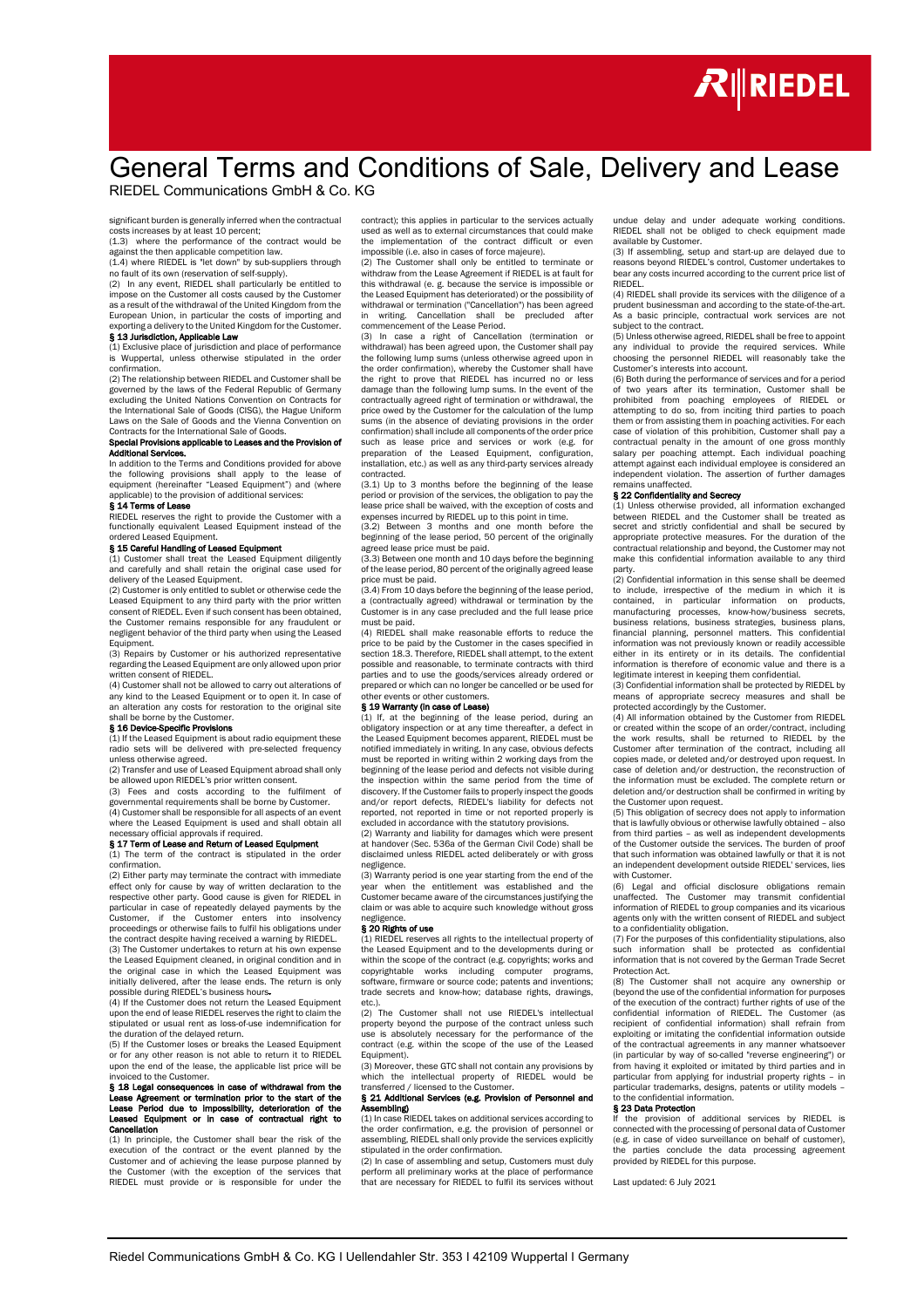# General Terms and Conditions of Sale, Delivery and Lease

RIEDEL Communications GmbH & Co. KG

significant burden is generally inferred when the contractual costs increases by at least 10 percent;

(1.3) where the performance of the contract would be against the then applicable competition law.

(1.4) where RIEDEL is "let down" by sub-suppliers through no fault of its own (reservation of self-supply).

(2) In any event, RIEDEL shall particularly be entitled to impose on the Customer all costs caused by the Customer as a result of the withdrawal of the United Kingdom from the European Union, in particular the costs of importing and exporting a delivery to the United Kingdom for the Customer.

### § 13 Jurisdiction, Applicable Law

(1) Exclusive place of jurisdiction and place of performance is Wuppertal, unless otherwise stipulated in the order confirmation.

(2) The relationship between RIEDEL and Customer shall be governed by the laws of the Federal Republic of Germany excluding the United Nations Convention on Contracts for the International Sale of Goods (CISG), the Hague Uniform Laws on the Sale of Goods and the Vienna Convention on Contracts for the International Sale of Goods.

## Special Provisions applicable to Leases and the Provision of Additional Services.

In addition to the Terms and Conditions provided for above the following provisions shall apply to the lease of equipment (hereinafter "Leased Equipment") and (where applicable) to the provision of additional services:

### § 14 Terms of Lease

RIEDEL reserves the right to provide the Customer with a functionally equivalent Leased Equipment instead of the ordered Leased Equipment.

### § 15 Careful Handling of Leased Equipment

(1) Customer shall treat the Leased Equipment diligently and carefully and shall retain the original case used for delivery of the Leased Equipment.

(2) Customer is only entitled to sublet or otherwise cede the Leased Equipment to any third party with the prior written consent of RIEDEL. Even if such consent has been obtained, the Customer remains responsible for any fraudulent or negligent behavior of the third party when using the Leased Equipment.

(3) Repairs by Customer or his authorized representative regarding the Leased Equipment are only allowed upon prior written consent of RIEDEL.

(4) Customer shall not be allowed to carry out alterations of any kind to the Leased Equipment or to open it. In case of an alteration any costs for restoration to the original site shall be borne by the Customer.

### § 16 Device-Specific Provisions

(1) If the Leased Equipment is about radio equipment these radio sets will be delivered with pre-selected frequency unless otherwise agreed.

(2) Transfer and use of Leased Equipment abroad shall only be allowed upon RIEDEL's prior written consent.

(3) Fees and costs according to the fulfilment of governmental requirements shall be borne by Customer.

(4) Customer shall be responsible for all aspects of an event where the Leased Equipment is used and shall obtain all necessary official approvals if required.

### § 17 Term of Lease and Return of Leased Equipment

(1) The term of the contract is stipulated in the order confirmation.

(2) Either party may terminate the contract with immediate effect only for cause by way of written declaration to the respective other party. Good cause is given for RIEDEL in particular in case of repeatedly delayed payments by the Customer, if the Customer enters into insolvency proceedings or otherwise fails to fulfil his obligations under the contract despite having received a warning by RIEDEL.

(3) The Customer undertakes to return at his own expense the Leased Equipment cleaned, in original condition and in the original case in which the Leased Equipment was initially delivered, after the lease ends. The return is only possible during RIEDEL's business hours.

(4) If the Customer does not return the Leased Equipment upon the end of lease RIEDEL reserves the right to claim the stipulated or usual rent as loss-of-use indemnification for the duration of the delayed return.

(5) If the Customer loses or breaks the Leased Equipment or for any other reason is not able to return it to RIEDEL upon the end of the lease, the applicable list price will be invoiced to the Customer.

### § 18 Legal consequences in case of withdrawal from the Lease Agreement or termination prior to the start of the Lease Period due to impossibility, deterioration of the Leased Equipment or in case of contractual right to Cancellation

(1) In principle, the Customer shall bear the risk of the execution of the contract or the event planned by the Customer and of achieving the lease purpose planned by the Customer (with the exception of the services that RIEDEL must provide or is responsible for under the contract); this applies in particular to the services actually used as well as to external circumstances that could make the implementation of the contract difficult or even impossible (i.e. also in cases of force majeure).

(2) The Customer shall only be entitled to terminate or withdraw from the Lease Agreement if RIEDEL is at fault for this withdrawal (e. g. because the service is impossible or the Leased Equipment has deteriorated) or the possibility of withdrawal or termination ("Cancellation") has been agreed in writing. Cancellation shall be precluded after commencement of the Lease Period.

(3) In case a right of Cancellation (termination or withdrawal) has been agreed upon, the Customer shall pay the following lump sums (unless otherwise agreed upon in the order confirmation), whereby the Customer shall have the right to prove that RIEDEL has incurred no or less damage than the following lump sums. In the event of the contractually agreed right of termination or withdrawal, the price owed by the Customer for the calculation of the lump sums (in the absence of deviating provisions in the order confirmation) shall include all components of the order price such as lease price and services or work (e.g. for preparation of the Leased Equipment, configuration, installation, etc.) as well as any third-party services already contracted.

(3.1) Up to 3 months before the beginning of the lease period or provision of the services, the obligation to pay the lease price shall be waived, with the exception of costs and expenses incurred by RIEDEL up to this point in time.

(3.2) Between 3 months and one month before the beginning of the lease period, 50 percent of the originally agreed lease price must be paid.

(3.3) Between one month and 10 days before the beginning of the lease period, 80 percent of the originally agreed lease price must be paid.

(3.4) From 10 days before the beginning of the lease period, a (contractually agreed) withdrawal or termination by the Customer is in any case precluded and the full lease price must be paid.

(4) RIEDEL shall make reasonable efforts to reduce the price to be paid by the Customer in the cases specified in section 18.3. Therefore, RIEDEL shall attempt, to the extent possible and reasonable, to terminate contracts with third parties and to use the goods/services already ordered or prepared or which can no longer be cancelled or be used for other events or other customers.

### § 19 Warranty (in case of Lease)

(1) If, at the beginning of the lease period, during an obligatory inspection or at any time thereafter, a defect in the Leased Equipment becomes apparent, RIEDEL must be notified immediately in writing. In any case, obvious defects must be reported in writing within 2 working days from the beginning of the lease period and defects not visible during the inspection within the same period from the time of discovery. If the Customer fails to properly inspect the goods and/or report defects, RIEDEL's liability for defects not reported, not reported in time or not reported properly is excluded in accordance with the statutory provisions.

(2) Warranty and liability for damages which were present at handover (Sec. 536a of the German Civil Code) shall be disclaimed unless RIEDEL acted deliberately or with gross negligence.

(3) Warranty period is one year starting from the end of the year when the entitlement was established and the Customer became aware of the circumstances justifying the claim or was able to acquire such knowledge without gross negligence.

### § 20 Rights of use

(1) RIEDEL reserves all rights to the intellectual property of the Leased Equipment and to the developments during or within the scope of the contract (e.g. copyrights; works and copyrightable works including computer programs, software, firmware or source code; patents and inventions; trade secrets and know-how; database rights, drawings, etc.).

(2) The Customer shall not use RIEDEL's intellectual property beyond the purpose of the contract unless such use is absolutely necessary for the performance of the contract (e.g. within the scope of the use of the Leased Equipment).

(3) Moreover, these GTC shall not contain any provisions by which the intellectual property of RIEDEL would be transferred / licensed to the Customer.

### § 21 Additional Services (e.g. Provision of Personnel and Assembling)

(1) In case RIEDEL takes on additional services according to the order confirmation, e.g. the provision of personnel or assembling, RIEDEL shall only provide the services explicitly stipulated in the order confirmation.

(2) In case of assembling and setup, Customers must duly perform all preliminary works at the place of performance that are necessary for RIEDEL to fulfil its services without undue delay and under adequate working conditions. RIEDEL shall not be obliged to check equipment made available by Customer.

(3) If assembling, setup and start-up are delayed due to reasons beyond RIEDEL's control, Customer undertakes to bear any costs incurred according to the current price list of RIEDEL.

(4) RIEDEL shall provide its services with the diligence of a prudent businessman and according to the state-of-the-art. As a basic principle, contractual work services are not subject to the contract.

(5) Unless otherwise agreed, RIEDEL shall be free to appoint any individual to provide the required services. While choosing the personnel RIEDEL will reasonably take the Customer's interests into account.

(6) Both during the performance of services and for a period of two years after its termination, Customer shall be prohibited from poaching employees of RIEDEL or attempting to do so, from inciting third parties to poach them or from assisting them in poaching activities. For each case of violation of this prohibition, Customer shall pay a contractual penalty in the amount of one gross monthly salary per poaching attempt. Each individual poaching attempt against each individual employee is considered an independent violation. The assertion of further damages remains unaffected.

### § 22 Confidentiality and Secrecy

(1) Unless otherwise provided, all information exchanged between RIEDEL and the Customer shall be treated as secret and strictly confidential and shall be secured by appropriate protective measures. For the duration of the contractual relationship and beyond, the Customer may not make this confidential information available to any third party.

(2) Confidential information in this sense shall be deemed to include, irrespective of the medium in which it is contained, in particular information on products, manufacturing processes, know-how/business secrets, business relations, business strategies, business plans, financial planning, personnel matters. This confidential information was not previously known or readily accessible either in its entirety or in its details. The confidential information is therefore of economic value and there is a legitimate interest in keeping them confidential.

(3) Confidential information shall be protected by RIEDEL by means of appropriate secrecy measures and shall be protected accordingly by the Customer.

(4) All information obtained by the Customer from RIEDEL or created within the scope of an order/contract, including the work results, shall be returned to RIEDEL by the Customer after termination of the contract, including all copies made, or deleted and/or destroyed upon request. In case of deletion and/or destruction, the reconstruction of the information must be excluded. The complete return or deletion and/or destruction shall be confirmed in writing by the Customer upon request.

(5) This obligation of secrecy does not apply to information that is lawfully obvious or otherwise lawfully obtained – also from third parties – as well as independent developments of the Customer outside the services. The burden of proof that such information was obtained lawfully or that it is not an independent development outside RIEDEL' services, lies with Customer.

(6) Legal and official disclosure obligations remain unaffected. The Customer may transmit confidential information of RIEDEL to group companies and its vicarious agents only with the written consent of RIEDEL and subject to a confidentiality obligation.

(7) For the purposes of this confidentiality stipulations, also such information shall be protected as confidential information that is not covered by the German Trade Secret Protection Act.

(8) The Customer shall not acquire any ownership or (beyond the use of the confidential information for purposes of the execution of the contract) further rights of use of the confidential information of RIEDEL. The Customer (as recipient of confidential information) shall refrain from exploiting or imitating the confidential information outside of the contractual agreements in any manner whatsoever (in particular by way of so-called "reverse engineering") or from having it exploited or imitated by third parties and in particular from applying for industrial property rights – in particular trademarks, designs, patents or utility models – to the confidential information.

### § 23 Data Protection

If the provision of additional services by RIEDEL is connected with the processing of personal data of Customer (e.g. in case of video surveillance on behalf of customer), the parties conclude the data processing agreement provided by RIEDEL for this purpose.

Last updated: 6 July 2021

Riedel Communications GmbH & Co. KG I Uellendahler Str. 353 I 42109 Wuppertal I Germany